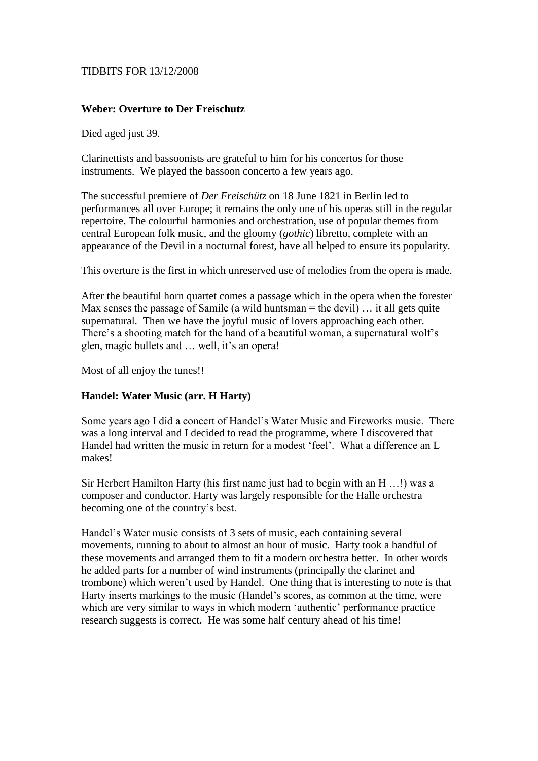TIDBITS FOR 13/12/2008

**Weber: Overture to Der Freischutz**

Died aged just 39.

Clarinettists and bassoonists are grateful to him for his concertos for those instruments. We played the bassoon concerto a few years ago.

The successful premiere of *Der Freischütz* on 18 June 1821 in Berlin led to performances all over Europe; it remains the only one of his operas still in the regular repertoire. The colourful harmonies and orchestration, use of popular themes from central European folk music, and the gloomy (*gothic*) libretto, complete with an appearance of the Devil in a nocturnal forest, have all helped to ensure its popularity.

This overture is the first in which unreserved use of melodies from the opera is made.

After the beautiful horn quartet comes a passage which in the opera when the forester Max senses the passage of Samile (a wild huntsman = the devil) … it all gets quite supernatural. Then we have the joyful music of lovers approaching each other. There's a shooting match for the hand of a beautiful woman, a supernatural wolf's glen, magic bullets and … well, it's an opera!

Most of all enjoy the tunes!!

**Handel: Water Music (arr. H Harty)**

Some years ago I did a concert of Handel's Water Music and Fireworks music. There was a long interval and I decided to read the programme, where I discovered that Handel had written the music in return for a modest 'feel'. What a difference an L makes!

Sir Herbert Hamilton Harty (his first name just had to begin with an H …!) was a composer and conductor. Harty was largely responsible for the Halle orchestra becoming one of the country's best.

Handel's Water music consists of 3 sets of music, each containing several movements, running to about to almost an hour of music. Harty took a handful of these movements and arranged them to fit a modern orchestra better. In other words he added parts for a number of wind instruments (principally the clarinet and trombone) which weren't used by Handel. One thing that is interesting to note is that Harty inserts markings to the music (Handel's scores, as common at the time, were which are very similar to ways in which modern 'authentic' performance practice research suggests is correct. He was some half century ahead of his time!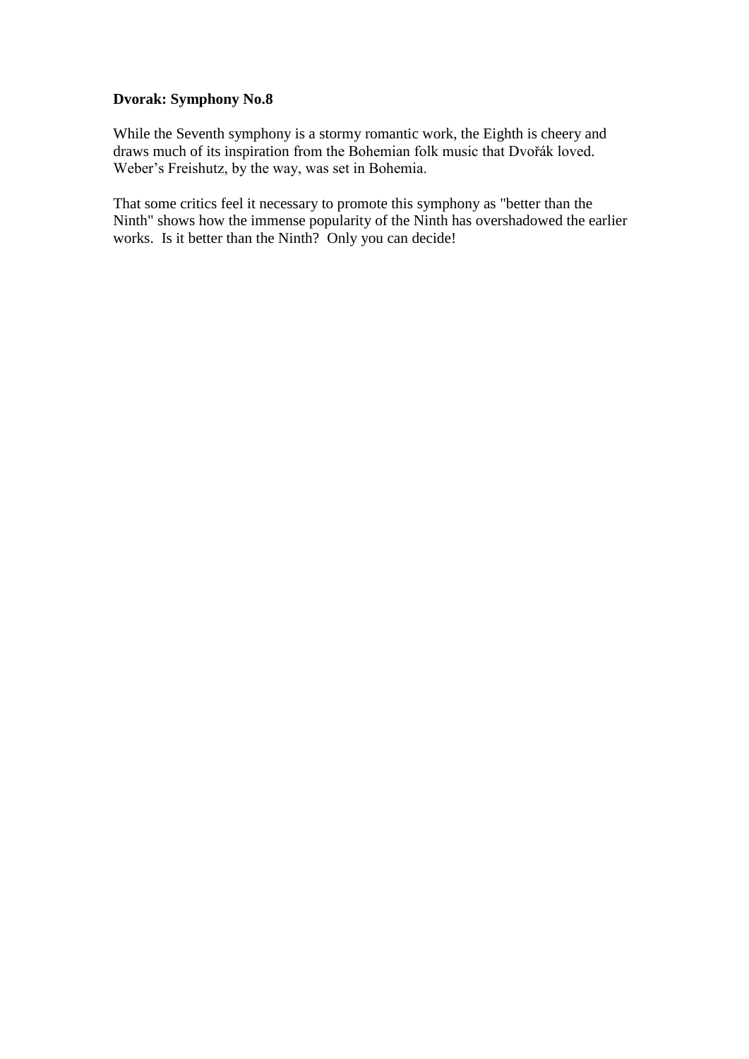**Dvorak: Symphony No.8**

While the Seventh symphony is a stormy romantic work, the Eighth is cheery and draws much of its inspiration from the Bohemian folk music that Dvořák loved. Weber's Freishutz, by the way, was set in Bohemia.

That some critics feel it necessary to promote this symphony as "better than the Ninth" shows how the immense popularity of the Ninth has overshadowed the earlier works. Is it better than the Ninth? Only you can decide!